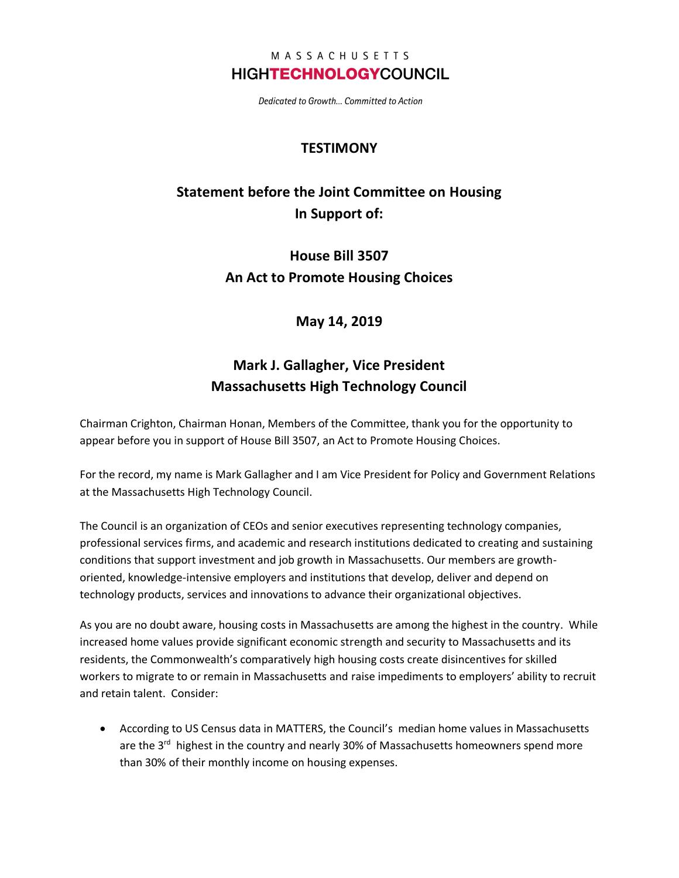MASSACHUSETTS
**HIGHTECHNOLOGYCOUNCIL**

*Dedicated to Growth... Committed to Action*

# TESTIMONY

## Statement before the Joint Committee on Housing In Support of:

## House Bill 3507 An Act to Promote Housing Choices

## May 14, 2019

## Mark J. Gallagher, Vice President Massachusetts High Technology Council

Chairman Crighton, Chairman Honan, Members of the Committee, thank you for the opportunity to appear before you in support of House Bill 3507, an Act to Promote Housing Choices.

For the record, my name is Mark Gallagher and I am Vice President for Policy and Government Relations at the Massachusetts High Technology Council.

The Council is an organization of CEOs and senior executives representing technology companies, professional services firms, and academic and research institutions dedicated to creating and sustaining conditions that support investment and job growth in Massachusetts. Our members are growth-oriented, knowledge-intensive employers and institutions that develop, deliver and depend on technology products, services and innovations to advance their organizational objectives.

As you are no doubt aware, housing costs in Massachusetts are among the highest in the country. While increased home values provide significant economic strength and security to Massachusetts and its residents, the Commonwealth's comparatively high housing costs create disincentives for skilled workers to migrate to or remain in Massachusetts and raise impediments to employers' ability to recruit and retain talent. Consider:

- According to US Census data in MATTERS, the Council's median home values in Massachusetts are the 3rd highest in the country and nearly 30% of Massachusetts homeowners spend more than 30% of their monthly income on housing expenses.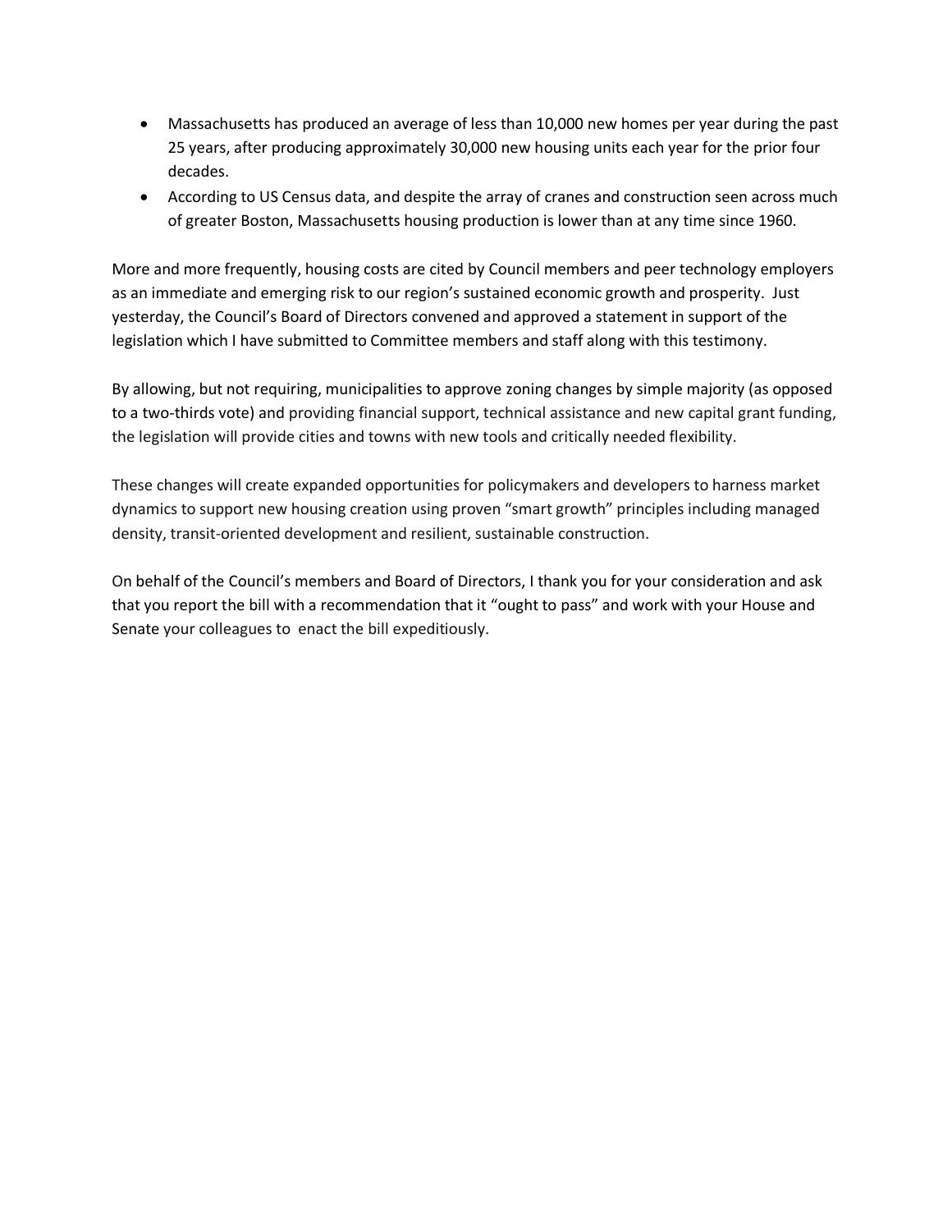- Massachusetts has produced an average of less than 10,000 new homes per year during the past 25 years, after producing approximately 30,000 new housing units each year for the prior four decades.
- According to US Census data, and despite the array of cranes and construction seen across much of greater Boston, Massachusetts housing production is lower than at any time since 1960.

More and more frequently, housing costs are cited by Council members and peer technology employers as an immediate and emerging risk to our region's sustained economic growth and prosperity. Just yesterday, the Council's Board of Directors convened and approved a statement in support of the legislation which I have submitted to Committee members and staff along with this testimony.

By allowing, but not requiring, municipalities to approve zoning changes by simple majority (as opposed to a two-thirds vote) and providing financial support, technical assistance and new capital grant funding, the legislation will provide cities and towns with new tools and critically needed flexibility.

These changes will create expanded opportunities for policymakers and developers to harness market dynamics to support new housing creation using proven "smart growth" principles including managed density, transit-oriented development and resilient, sustainable construction.

On behalf of the Council's members and Board of Directors, I thank you for your consideration and ask that you report the bill with a recommendation that it "ought to pass" and work with your House and Senate your colleagues to enact the bill expeditiously.